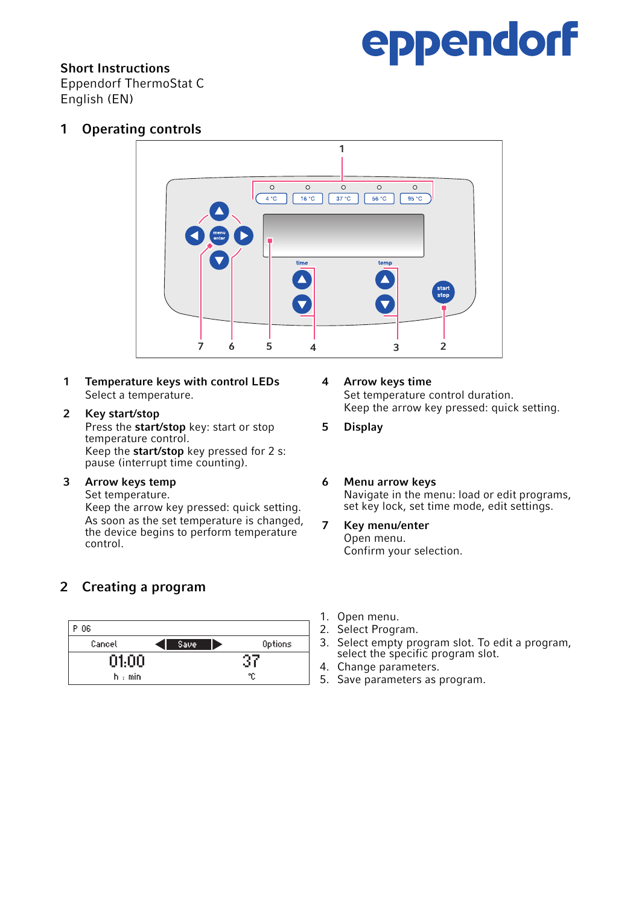**Short Instructions**
Eppendorf ThermoStat C
English (EN)

# 1 Operating controls

1 **Temperature keys with control LEDs**
Select a temperature.

2 **Key start/stop**
Press the **start/stop** key: start or stop temperature control.
Keep the **start/stop** key pressed for 2 s: pause (interrupt time counting).

3 **Arrow keys temp**
Set temperature.
Keep the arrow key pressed: quick setting.
As soon as the set temperature is changed, the device begins to perform temperature control.

4 **Arrow keys time**
Set temperature control duration.
Keep the arrow key pressed: quick setting.

5 **Display**

6 **Menu arrow keys**
Navigate in the menu: load or edit programs, set key lock, set time mode, edit settings.

7 **Key menu/enter**
Open menu.
Confirm your selection.

# 2 Creating a program

| P 06 | | |
|---|---|---|
| Cancel | Save | Options |
| 01:00 h : min | | 37 °C |

1. Open menu.
2. Select Program.
3. Select empty program slot. To edit a program, select the specific program slot.
4. Change parameters.
5. Save parameters as program.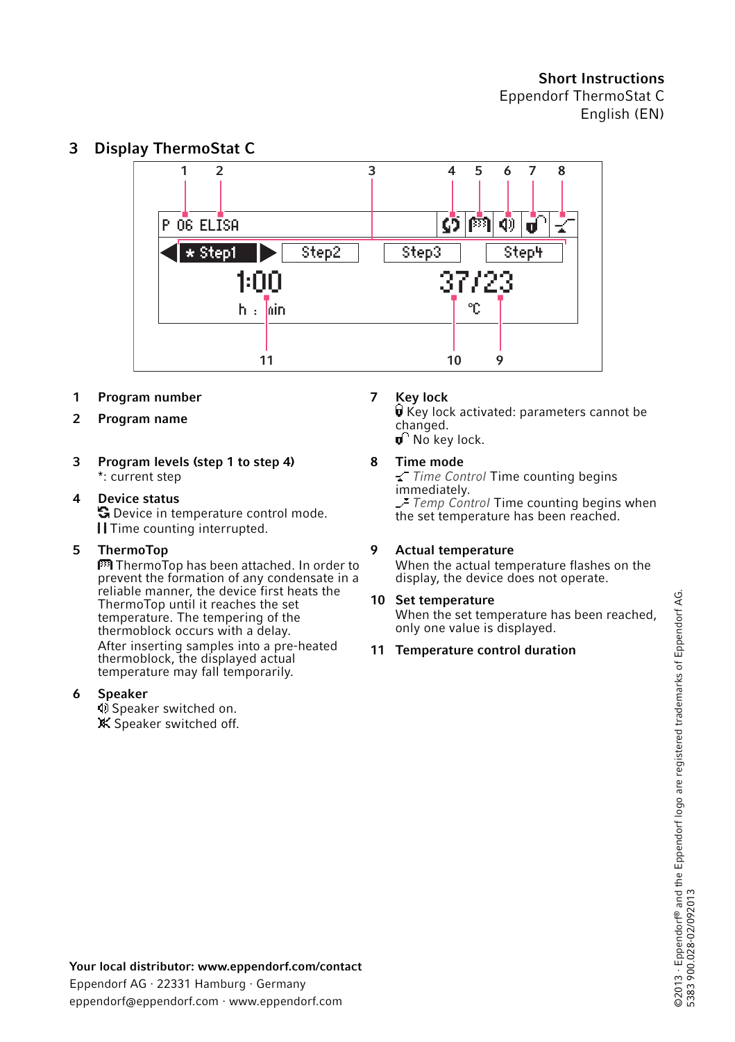## 3 Display ThermoStat C

1 2 3 4 5 6 7 8

P 06 ELISA

* Step1 Step2 Step3 Step4

1:00 37/23

h : min °C

11 10 9

1 **Program number**

2 **Program name**

3 **Program levels (step 1 to step 4)**
*: current step

4 **Device status**
Device in temperature control mode.
Time counting interrupted.

5 **ThermoTop**
ThermoTop has been attached. In order to prevent the formation of any condensate in a reliable manner, the device first heats the ThermoTop until it reaches the set temperature. The tempering of the thermoblock occurs with a delay.
After inserting samples into a pre-heated thermoblock, the displayed actual temperature may fall temporarily.

6 **Speaker**
Speaker switched on.
Speaker switched off.

7 **Key lock**
Key lock activated: parameters cannot be changed.
No key lock.

8 **Time mode**
*Time Control* Time counting begins immediately.
*Temp Control* Time counting begins when the set temperature has been reached.

9 **Actual temperature**
When the actual temperature flashes on the display, the device does not operate.

10 **Set temperature**
When the set temperature has been reached, only one value is displayed.

11 **Temperature control duration**

**Your local distributor: www.eppendorf.com/contact**
Eppendorf AG · 22331 Hamburg · Germany
eppendorf@eppendorf.com · www.eppendorf.com

©2013 · Eppendorf® and the Eppendorf logo are registered trademarks of Eppendorf AG.
5383 900.028-02/092013